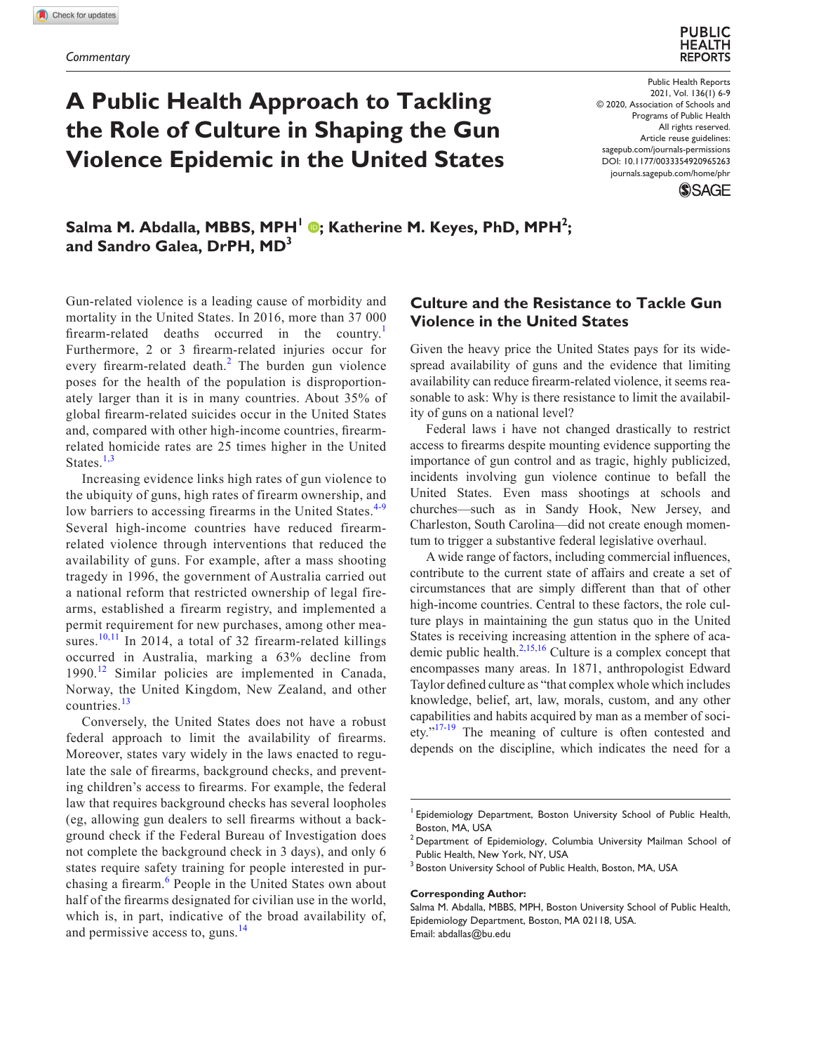*Commentary*

# A Public Health Approach to Tackling the Role of Culture in Shaping the Gun Violence Epidemic in the United States

**Salma M. Abdalla, MBBS, MPH[1]; Katherine M. Keyes, PhD, MPH[2]; and Sandro Galea, DrPH, MD[3]**

Gun-related violence is a leading cause of morbidity and mortality in the United States. In 2016, more than 37 000 firearm-related deaths occurred in the country.[1] Furthermore, 2 or 3 firearm-related injuries occur for every firearm-related death.[2] The burden gun violence poses for the health of the population is disproportionately larger than it is in many countries. About 35% of global firearm-related suicides occur in the United States and, compared with other high-income countries, firearm-related homicide rates are 25 times higher in the United States.[1,3]

Increasing evidence links high rates of gun violence to the ubiquity of guns, high rates of firearm ownership, and low barriers to accessing firearms in the United States.[4-9] Several high-income countries have reduced firearm-related violence through interventions that reduced the availability of guns. For example, after a mass shooting tragedy in 1996, the government of Australia carried out a national reform that restricted ownership of legal firearms, established a firearm registry, and implemented a permit requirement for new purchases, among other measures.[10,11] In 2014, a total of 32 firearm-related killings occurred in Australia, marking a 63% decline from 1990.[12] Similar policies are implemented in Canada, Norway, the United Kingdom, New Zealand, and other countries.[13]

Conversely, the United States does not have a robust federal approach to limit the availability of firearms. Moreover, states vary widely in the laws enacted to regulate the sale of firearms, background checks, and preventing children's access to firearms. For example, the federal law that requires background checks has several loopholes (eg, allowing gun dealers to sell firearms without a background check if the Federal Bureau of Investigation does not complete the background check in 3 days), and only 6 states require safety training for people interested in purchasing a firearm.[6] People in the United States own about half of the firearms designated for civilian use in the world, which is, in part, indicative of the broad availability of, and permissive access to, guns.[14]

## Culture and the Resistance to Tackle Gun Violence in the United States

Given the heavy price the United States pays for its widespread availability of guns and the evidence that limiting availability can reduce firearm-related violence, it seems reasonable to ask: Why is there resistance to limit the availability of guns on a national level?

Federal laws i have not changed drastically to restrict access to firearms despite mounting evidence supporting the importance of gun control and as tragic, highly publicized, incidents involving gun violence continue to befall the United States. Even mass shootings at schools and churches—such as in Sandy Hook, New Jersey, and Charleston, South Carolina—did not create enough momentum to trigger a substantive federal legislative overhaul.

A wide range of factors, including commercial influences, contribute to the current state of affairs and create a set of circumstances that are simply different than that of other high-income countries. Central to these factors, the role culture plays in maintaining the gun status quo in the United States is receiving increasing attention in the sphere of academic public health.[2,15,16] Culture is a complex concept that encompasses many areas. In 1871, anthropologist Edward Taylor defined culture as "that complex whole which includes knowledge, belief, art, law, morals, custom, and any other capabilities and habits acquired by man as a member of society."[17-19] The meaning of culture is often contested and depends on the discipline, which indicates the need for a

---

[1] Epidemiology Department, Boston University School of Public Health, Boston, MA, USA

[2] Department of Epidemiology, Columbia University Mailman School of Public Health, New York, NY, USA

[3] Boston University School of Public Health, Boston, MA, USA

**Corresponding Author:**
Salma M. Abdalla, MBBS, MPH, Boston University School of Public Health, Epidemiology Department, Boston, MA 02118, USA.
Email: abdallas@bu.edu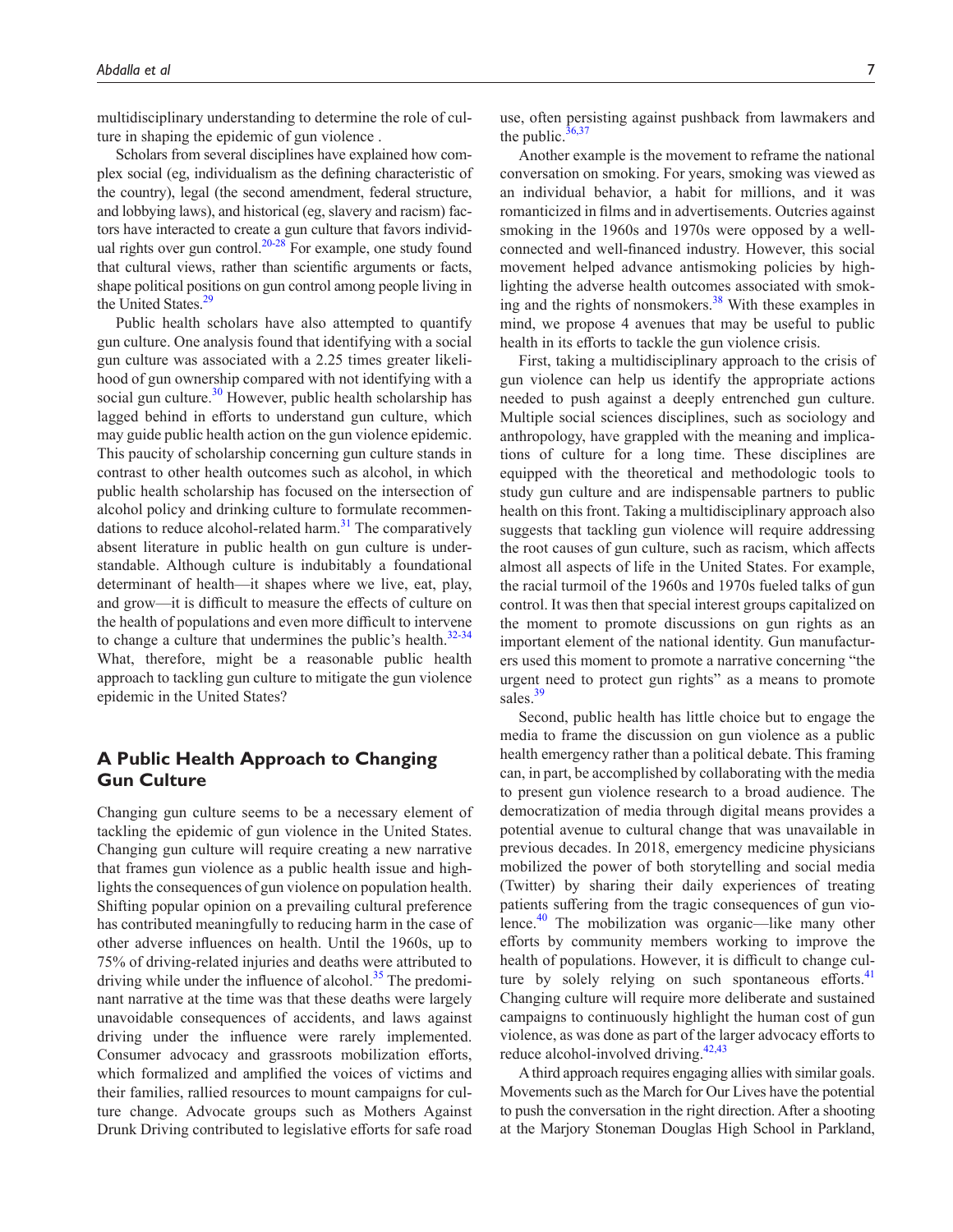multidisciplinary understanding to determine the role of culture in shaping the epidemic of gun violence .

Scholars from several disciplines have explained how complex social (eg, individualism as the defining characteristic of the country), legal (the second amendment, federal structure, and lobbying laws), and historical (eg, slavery and racism) factors have interacted to create a gun culture that favors individual rights over gun control.[20-28] For example, one study found that cultural views, rather than scientific arguments or facts, shape political positions on gun control among people living in the United States.[29]

Public health scholars have also attempted to quantify gun culture. One analysis found that identifying with a social gun culture was associated with a 2.25 times greater likelihood of gun ownership compared with not identifying with a social gun culture.[30] However, public health scholarship has lagged behind in efforts to understand gun culture, which may guide public health action on the gun violence epidemic. This paucity of scholarship concerning gun culture stands in contrast to other health outcomes such as alcohol, in which public health scholarship has focused on the intersection of alcohol policy and drinking culture to formulate recommendations to reduce alcohol-related harm.[31] The comparatively absent literature in public health on gun culture is understandable. Although culture is indubitably a foundational determinant of health—it shapes where we live, eat, play, and grow—it is difficult to measure the effects of culture on the health of populations and even more difficult to intervene to change a culture that undermines the public's health.[32-34] What, therefore, might be a reasonable public health approach to tackling gun culture to mitigate the gun violence epidemic in the United States?

## A Public Health Approach to Changing Gun Culture

Changing gun culture seems to be a necessary element of tackling the epidemic of gun violence in the United States. Changing gun culture will require creating a new narrative that frames gun violence as a public health issue and highlights the consequences of gun violence on population health. Shifting popular opinion on a prevailing cultural preference has contributed meaningfully to reducing harm in the case of other adverse influences on health. Until the 1960s, up to 75% of driving-related injuries and deaths were attributed to driving while under the influence of alcohol.[35] The predominant narrative at the time was that these deaths were largely unavoidable consequences of accidents, and laws against driving under the influence were rarely implemented. Consumer advocacy and grassroots mobilization efforts, which formalized and amplified the voices of victims and their families, rallied resources to mount campaigns for culture change. Advocate groups such as Mothers Against Drunk Driving contributed to legislative efforts for safe road use, often persisting against pushback from lawmakers and the public.[36,37]

Another example is the movement to reframe the national conversation on smoking. For years, smoking was viewed as an individual behavior, a habit for millions, and it was romanticized in films and in advertisements. Outcries against smoking in the 1960s and 1970s were opposed by a well-connected and well-financed industry. However, this social movement helped advance antismoking policies by highlighting the adverse health outcomes associated with smoking and the rights of nonsmokers.[38] With these examples in mind, we propose 4 avenues that may be useful to public health in its efforts to tackle the gun violence crisis.

First, taking a multidisciplinary approach to the crisis of gun violence can help us identify the appropriate actions needed to push against a deeply entrenched gun culture. Multiple social sciences disciplines, such as sociology and anthropology, have grappled with the meaning and implications of culture for a long time. These disciplines are equipped with the theoretical and methodologic tools to study gun culture and are indispensable partners to public health on this front. Taking a multidisciplinary approach also suggests that tackling gun violence will require addressing the root causes of gun culture, such as racism, which affects almost all aspects of life in the United States. For example, the racial turmoil of the 1960s and 1970s fueled talks of gun control. It was then that special interest groups capitalized on the moment to promote discussions on gun rights as an important element of the national identity. Gun manufacturers used this moment to promote a narrative concerning "the urgent need to protect gun rights" as a means to promote sales.[39]

Second, public health has little choice but to engage the media to frame the discussion on gun violence as a public health emergency rather than a political debate. This framing can, in part, be accomplished by collaborating with the media to present gun violence research to a broad audience. The democratization of media through digital means provides a potential avenue to cultural change that was unavailable in previous decades. In 2018, emergency medicine physicians mobilized the power of both storytelling and social media (Twitter) by sharing their daily experiences of treating patients suffering from the tragic consequences of gun violence.[40] The mobilization was organic—like many other efforts by community members working to improve the health of populations. However, it is difficult to change culture by solely relying on such spontaneous efforts.[41] Changing culture will require more deliberate and sustained campaigns to continuously highlight the human cost of gun violence, as was done as part of the larger advocacy efforts to reduce alcohol-involved driving.[42,43]

A third approach requires engaging allies with similar goals. Movements such as the March for Our Lives have the potential to push the conversation in the right direction. After a shooting at the Marjory Stoneman Douglas High School in Parkland,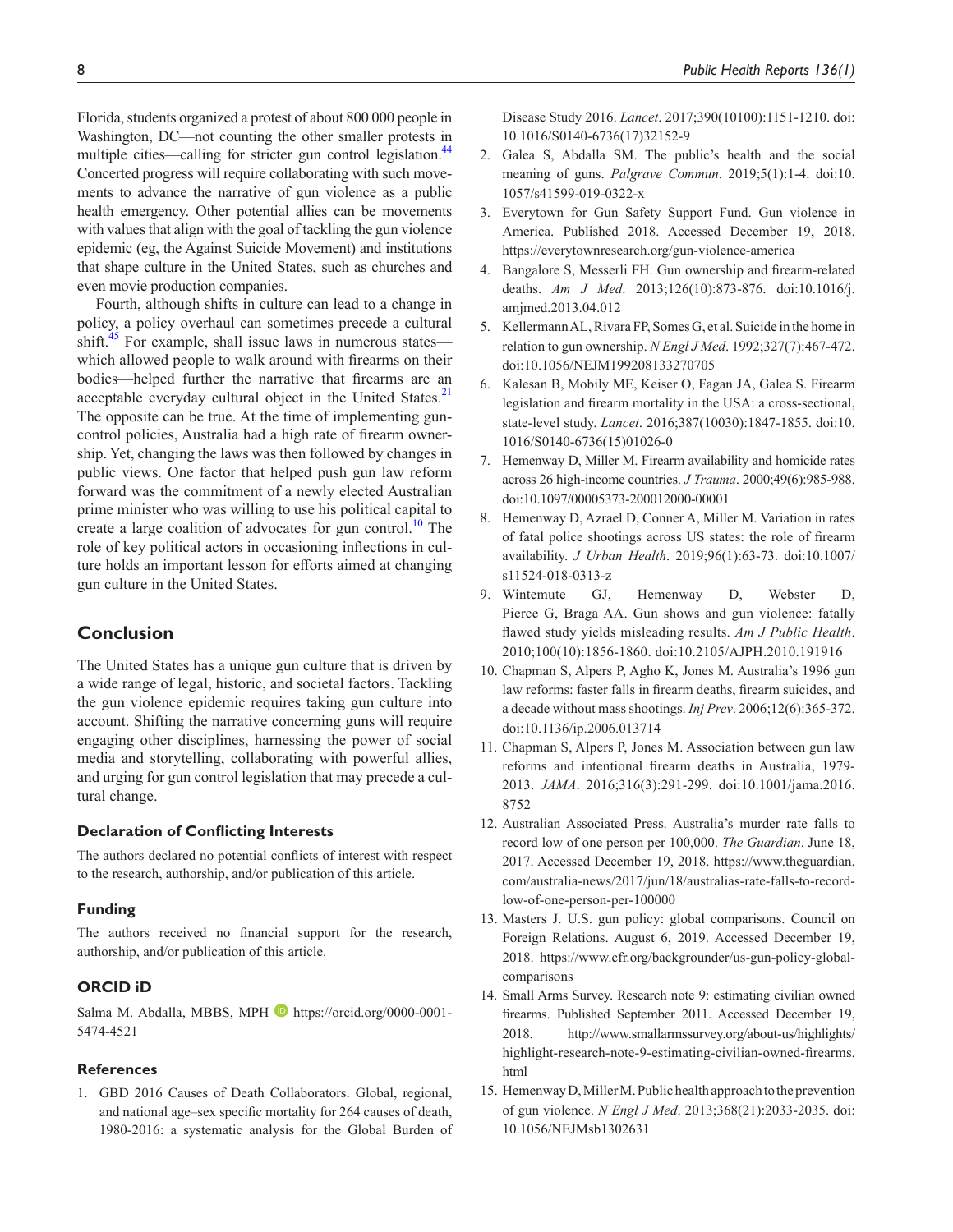Florida, students organized a protest of about 800 000 people in Washington, DC—not counting the other smaller protests in multiple cities—calling for stricter gun control legislation.[44] Concerted progress will require collaborating with such movements to advance the narrative of gun violence as a public health emergency. Other potential allies can be movements with values that align with the goal of tackling the gun violence epidemic (eg, the Against Suicide Movement) and institutions that shape culture in the United States, such as churches and even movie production companies.

Fourth, although shifts in culture can lead to a change in policy, a policy overhaul can sometimes precede a cultural shift.[45] For example, shall issue laws in numerous states—which allowed people to walk around with firearms on their bodies—helped further the narrative that firearms are an acceptable everyday cultural object in the United States.[21] The opposite can be true. At the time of implementing gun-control policies, Australia had a high rate of firearm ownership. Yet, changing the laws was then followed by changes in public views. One factor that helped push gun law reform forward was the commitment of a newly elected Australian prime minister who was willing to use his political capital to create a large coalition of advocates for gun control.[10] The role of key political actors in occasioning inflections in culture holds an important lesson for efforts aimed at changing gun culture in the United States.

## Conclusion

The United States has a unique gun culture that is driven by a wide range of legal, historic, and societal factors. Tackling the gun violence epidemic requires taking gun culture into account. Shifting the narrative concerning guns will require engaging other disciplines, harnessing the power of social media and storytelling, collaborating with powerful allies, and urging for gun control legislation that may precede a cultural change.

### Declaration of Conflicting Interests

The authors declared no potential conflicts of interest with respect to the research, authorship, and/or publication of this article.

### Funding

The authors received no financial support for the research, authorship, and/or publication of this article.

### ORCID iD

Salma M. Abdalla, MBBS, MPH https://orcid.org/0000-0001-5474-4521

### References

1. GBD 2016 Causes of Death Collaborators. Global, regional, and national age–sex specific mortality for 264 causes of death, 1980-2016: a systematic analysis for the Global Burden of Disease Study 2016. *Lancet*. 2017;390(10100):1151-1210. doi:10.1016/S0140-6736(17)32152-9
2. Galea S, Abdalla SM. The public's health and the social meaning of guns. *Palgrave Commun*. 2019;5(1):1-4. doi:10.1057/s41599-019-0322-x
3. Everytown for Gun Safety Support Fund. Gun violence in America. Published 2018. Accessed December 19, 2018. https://everytownresearch.org/gun-violence-america
4. Bangalore S, Messerli FH. Gun ownership and firearm-related deaths. *Am J Med*. 2013;126(10):873-876. doi:10.1016/j.amjmed.2013.04.012
5. Kellermann AL, Rivara FP, Somes G, et al. Suicide in the home in relation to gun ownership. *N Engl J Med*. 1992;327(7):467-472. doi:10.1056/NEJM199208133270705
6. Kalesan B, Mobily ME, Keiser O, Fagan JA, Galea S. Firearm legislation and firearm mortality in the USA: a cross-sectional, state-level study. *Lancet*. 2016;387(10030):1847-1855. doi:10.1016/S0140-6736(15)01026-0
7. Hemenway D, Miller M. Firearm availability and homicide rates across 26 high-income countries. *J Trauma*. 2000;49(6):985-988. doi:10.1097/00005373-200012000-00001
8. Hemenway D, Azrael D, Conner A, Miller M. Variation in rates of fatal police shootings across US states: the role of firearm availability. *J Urban Health*. 2019;96(1):63-73. doi:10.1007/s11524-018-0313-z
9. Wintemute GJ, Hemenway D, Webster D, Pierce G, Braga AA. Gun shows and gun violence: fatally flawed study yields misleading results. *Am J Public Health*. 2010;100(10):1856-1860. doi:10.2105/AJPH.2010.191916
10. Chapman S, Alpers P, Agho K, Jones M. Australia's 1996 gun law reforms: faster falls in firearm deaths, firearm suicides, and a decade without mass shootings. *Inj Prev*. 2006;12(6):365-372. doi:10.1136/ip.2006.013714
11. Chapman S, Alpers P, Jones M. Association between gun law reforms and intentional firearm deaths in Australia, 1979-2013. *JAMA*. 2016;316(3):291-299. doi:10.1001/jama.2016.8752
12. Australian Associated Press. Australia's murder rate falls to record low of one person per 100,000. *The Guardian*. June 18, 2017. Accessed December 19, 2018. https://www.theguardian.com/australia-news/2017/jun/18/australias-rate-falls-to-record-low-of-one-person-per-100000
13. Masters J. U.S. gun policy: global comparisons. Council on Foreign Relations. August 6, 2019. Accessed December 19, 2018. https://www.cfr.org/backgrounder/us-gun-policy-global-comparisons
14. Small Arms Survey. Research note 9: estimating civilian owned firearms. Published September 2011. Accessed December 19, 2018. http://www.smallarmssurvey.org/about-us/highlights/highlight-research-note-9-estimating-civilian-owned-firearms.html
15. Hemenway D, Miller M. Public health approach to the prevention of gun violence. *N Engl J Med*. 2013;368(21):2033-2035. doi:10.1056/NEJMsb1302631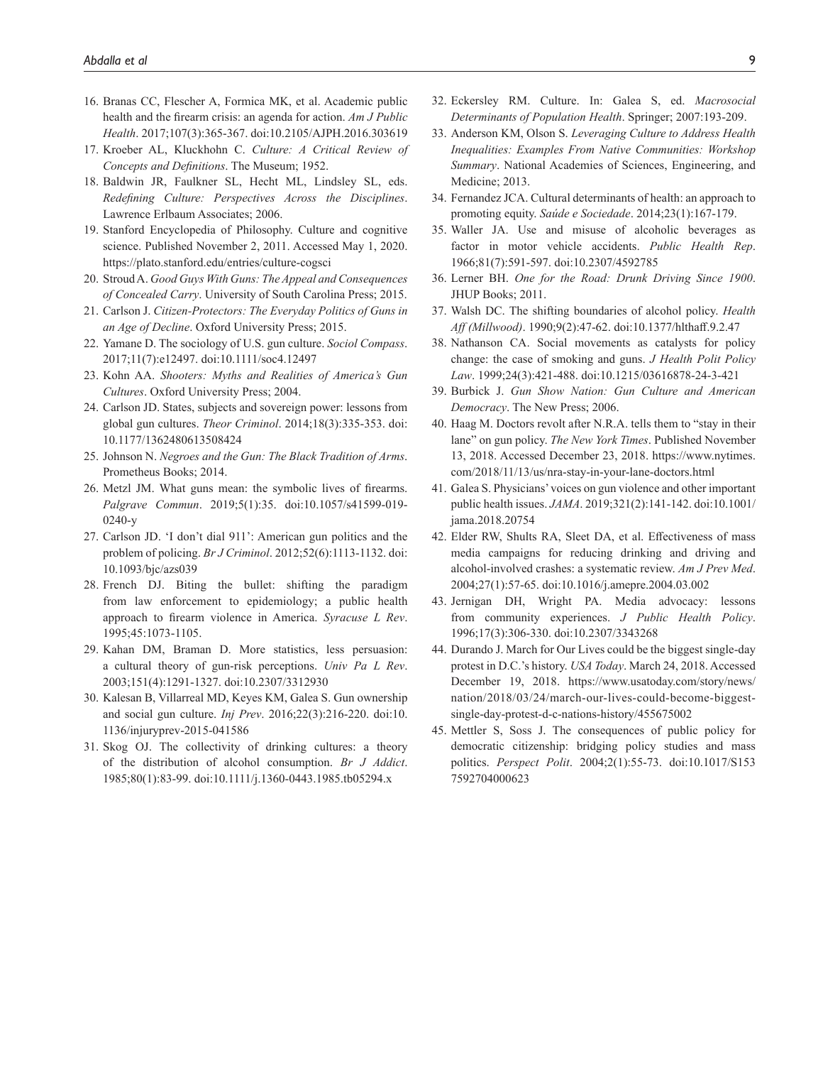16. Branas CC, Flescher A, Formica MK, et al. Academic public health and the firearm crisis: an agenda for action. *Am J Public Health*. 2017;107(3):365-367. doi:10.2105/AJPH.2016.303619
17. Kroeber AL, Kluckhohn C. *Culture: A Critical Review of Concepts and Definitions*. The Museum; 1952.
18. Baldwin JR, Faulkner SL, Hecht ML, Lindsley SL, eds. *Redefining Culture: Perspectives Across the Disciplines*. Lawrence Erlbaum Associates; 2006.
19. Stanford Encyclopedia of Philosophy. Culture and cognitive science. Published November 2, 2011. Accessed May 1, 2020. https://plato.stanford.edu/entries/culture-cogsci
20. Stroud A. *Good Guys With Guns: The Appeal and Consequences of Concealed Carry*. University of South Carolina Press; 2015.
21. Carlson J. *Citizen-Protectors: The Everyday Politics of Guns in an Age of Decline*. Oxford University Press; 2015.
22. Yamane D. The sociology of U.S. gun culture. *Sociol Compass*. 2017;11(7):e12497. doi:10.1111/soc4.12497
23. Kohn AA. *Shooters: Myths and Realities of America's Gun Cultures*. Oxford University Press; 2004.
24. Carlson JD. States, subjects and sovereign power: lessons from global gun cultures. *Theor Criminol*. 2014;18(3):335-353. doi: 10.1177/1362480613508424
25. Johnson N. *Negroes and the Gun: The Black Tradition of Arms*. Prometheus Books; 2014.
26. Metzl JM. What guns mean: the symbolic lives of firearms. *Palgrave Commun*. 2019;5(1):35. doi:10.1057/s41599-019-0240-y
27. Carlson JD. 'I don't dial 911': American gun politics and the problem of policing. *Br J Criminol*. 2012;52(6):1113-1132. doi: 10.1093/bjc/azs039
28. French DJ. Biting the bullet: shifting the paradigm from law enforcement to epidemiology; a public health approach to firearm violence in America. *Syracuse L Rev*. 1995;45:1073-1105.
29. Kahan DM, Braman D. More statistics, less persuasion: a cultural theory of gun-risk perceptions. *Univ Pa L Rev*. 2003;151(4):1291-1327. doi:10.2307/3312930
30. Kalesan B, Villarreal MD, Keyes KM, Galea S. Gun ownership and social gun culture. *Inj Prev*. 2016;22(3):216-220. doi:10.1136/injuryprev-2015-041586
31. Skog OJ. The collectivity of drinking cultures: a theory of the distribution of alcohol consumption. *Br J Addict*. 1985;80(1):83-99. doi:10.1111/j.1360-0443.1985.tb05294.x
32. Eckersley RM. Culture. In: Galea S, ed. *Macrosocial Determinants of Population Health*. Springer; 2007:193-209.
33. Anderson KM, Olson S. *Leveraging Culture to Address Health Inequalities: Examples From Native Communities: Workshop Summary*. National Academies of Sciences, Engineering, and Medicine; 2013.
34. Fernandez JCA. Cultural determinants of health: an approach to promoting equity. *Saúde e Sociedade*. 2014;23(1):167-179.
35. Waller JA. Use and misuse of alcoholic beverages as factor in motor vehicle accidents. *Public Health Rep*. 1966;81(7):591-597. doi:10.2307/4592785
36. Lerner BH. *One for the Road: Drunk Driving Since 1900*. JHUP Books; 2011.
37. Walsh DC. The shifting boundaries of alcohol policy. *Health Aff (Millwood)*. 1990;9(2):47-62. doi:10.1377/hlthaff.9.2.47
38. Nathanson CA. Social movements as catalysts for policy change: the case of smoking and guns. *J Health Polit Policy Law*. 1999;24(3):421-488. doi:10.1215/03616878-24-3-421
39. Burbick J. *Gun Show Nation: Gun Culture and American Democracy*. The New Press; 2006.
40. Haag M. Doctors revolt after N.R.A. tells them to "stay in their lane" on gun policy. *The New York Times*. Published November 13, 2018. Accessed December 23, 2018. https://www.nytimes.com/2018/11/13/us/nra-stay-in-your-lane-doctors.html
41. Galea S. Physicians' voices on gun violence and other important public health issues. *JAMA*. 2019;321(2):141-142. doi:10.1001/jama.2018.20754
42. Elder RW, Shults RA, Sleet DA, et al. Effectiveness of mass media campaigns for reducing drinking and driving and alcohol-involved crashes: a systematic review. *Am J Prev Med*. 2004;27(1):57-65. doi:10.1016/j.amepre.2004.03.002
43. Jernigan DH, Wright PA. Media advocacy: lessons from community experiences. *J Public Health Policy*. 1996;17(3):306-330. doi:10.2307/3343268
44. Durando J. March for Our Lives could be the biggest single-day protest in D.C.'s history. *USA Today*. March 24, 2018. Accessed December 19, 2018. https://www.usatoday.com/story/news/nation/2018/03/24/march-our-lives-could-become-biggest-single-day-protest-d-c-nations-history/455675002
45. Mettler S, Soss J. The consequences of public policy for democratic citizenship: bridging policy studies and mass politics. *Perspect Polit*. 2004;2(1):55-73. doi:10.1017/S1537592704000623